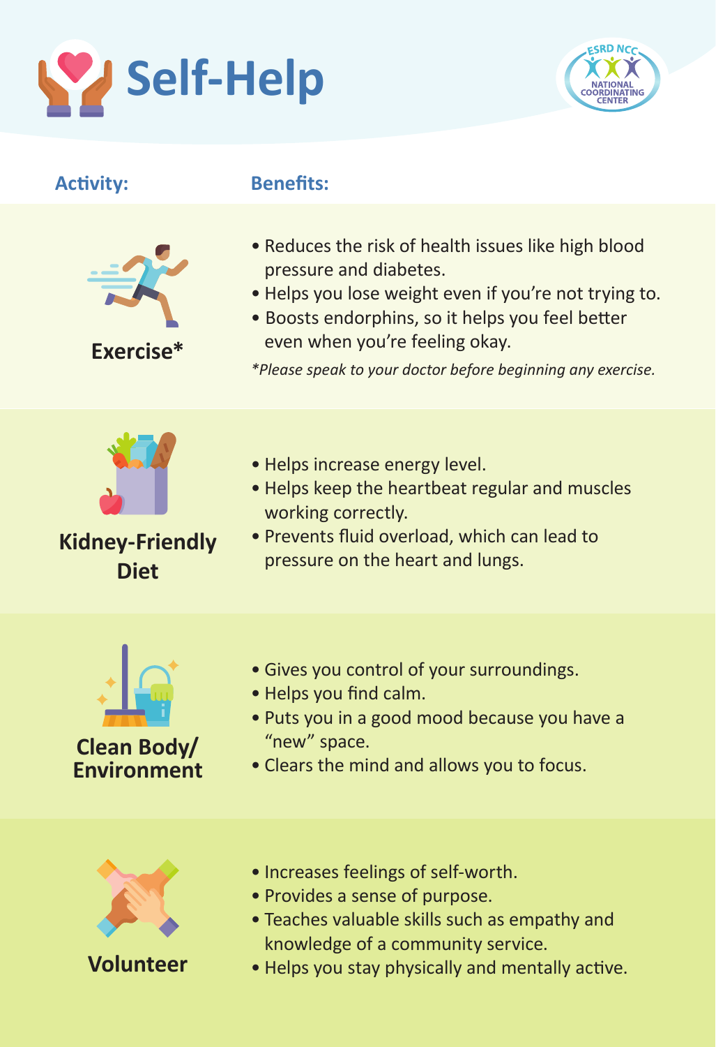# Self-Help

ESRD NCC NATIONAL COORDINATING CENTER

| Activity: | Benefits: |
|---|---|
| **Exercise*** | • Reduces the risk of health issues like high blood pressure and diabetes.<br>• Helps you lose weight even if you're not trying to.<br>• Boosts endorphins, so it helps you feel better even when you're feeling okay.<br>*\*Please speak to your doctor before beginning any exercise.* |
| **Kidney-Friendly Diet** | • Helps increase energy level.<br>• Helps keep the heartbeat regular and muscles working correctly.<br>• Prevents fluid overload, which can lead to pressure on the heart and lungs. |
| **Clean Body/ Environment** | • Gives you control of your surroundings.<br>• Helps you find calm.<br>• Puts you in a good mood because you have a "new" space.<br>• Clears the mind and allows you to focus. |
| **Volunteer** | • Increases feelings of self-worth.<br>• Provides a sense of purpose.<br>• Teaches valuable skills such as empathy and knowledge of a community service.<br>• Helps you stay physically and mentally active. |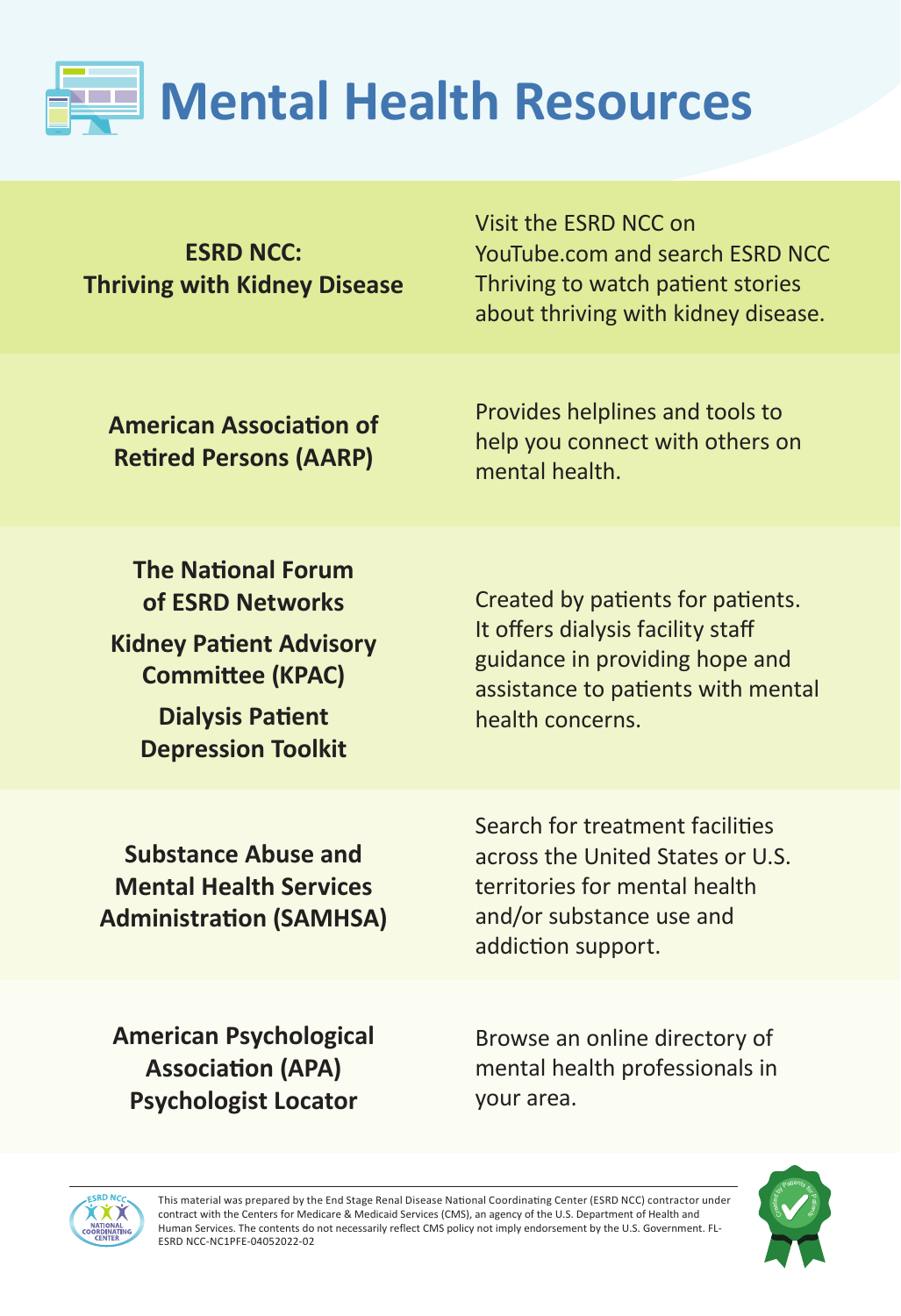# Mental Health Resources

| | |
|---|---|
| **ESRD NCC: Thriving with Kidney Disease** | Visit the ESRD NCC on YouTube.com and search ESRD NCC Thriving to watch patient stories about thriving with kidney disease. |
| **American Association of Retired Persons (AARP)** | Provides helplines and tools to help you connect with others on mental health. |
| **The National Forum of ESRD Networks Kidney Patient Advisory Committee (KPAC) Dialysis Patient Depression Toolkit** | Created by patients for patients. It offers dialysis facility staff guidance in providing hope and assistance to patients with mental health concerns. |
| **Substance Abuse and Mental Health Services Administration (SAMHSA)** | Search for treatment facilities across the United States or U.S. territories for mental health and/or substance use and addiction support. |
| **American Psychological Association (APA) Psychologist Locator** | Browse an online directory of mental health professionals in your area. |

This material was prepared by the End Stage Renal Disease National Coordinating Center (ESRD NCC) contractor under contract with the Centers for Medicare & Medicaid Services (CMS), an agency of the U.S. Department of Health and Human Services. The contents do not necessarily reflect CMS policy not imply endorsement by the U.S. Government. FL-ESRD NCC-NC1PFE-04052022-02